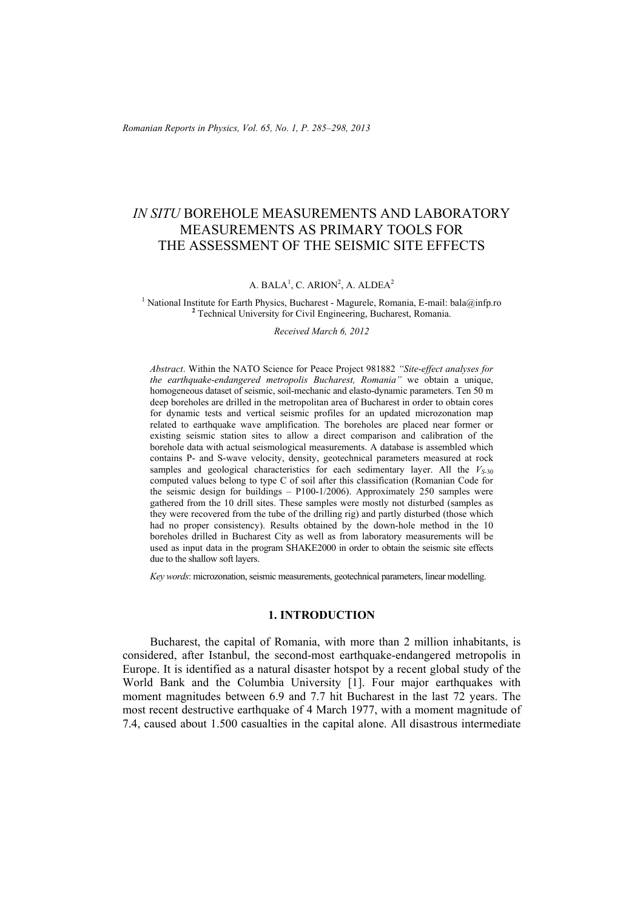# *IN SITU* BOREHOLE MEASUREMENTS AND LABORATORY MEASUREMENTS AS PRIMARY TOOLS FOR THE ASSESSMENT OF THE SEISMIC SITE EFFECTS

A. BALA[1], C. ARION[2], A. ALDEA[2]

[1] National Institute for Earth Physics, Bucharest - Magurele, Romania, E-mail: bala@infp.ro
[2] Technical University for Civil Engineering, Bucharest, Romania.

*Received March 6, 2012*

*Abstract*. Within the NATO Science for Peace Project 981882 *"Site-effect analyses for the earthquake-endangered metropolis Bucharest, Romania"* we obtain a unique, homogeneous dataset of seismic, soil-mechanic and elasto-dynamic parameters. Ten 50 m deep boreholes are drilled in the metropolitan area of Bucharest in order to obtain cores for dynamic tests and vertical seismic profiles for an updated microzonation map related to earthquake wave amplification. The boreholes are placed near former or existing seismic station sites to allow a direct comparison and calibration of the borehole data with actual seismological measurements. A database is assembled which contains P- and S-wave velocity, density, geotechnical parameters measured at rock samples and geological characteristics for each sedimentary layer. All the $V_{S\text{-}30}$ computed values belong to type C of soil after this classification (Romanian Code for the seismic design for buildings – P100-1/2006). Approximately 250 samples were gathered from the 10 drill sites. These samples were mostly not disturbed (samples as they were recovered from the tube of the drilling rig) and partly disturbed (those which had no proper consistency). Results obtained by the down-hole method in the 10 boreholes drilled in Bucharest City as well as from laboratory measurements will be used as input data in the program SHAKE2000 in order to obtain the seismic site effects due to the shallow soft layers.

*Key words*: microzonation, seismic measurements, geotechnical parameters, linear modelling.

## 1. INTRODUCTION

Bucharest, the capital of Romania, with more than 2 million inhabitants, is considered, after Istanbul, the second-most earthquake-endangered metropolis in Europe. It is identified as a natural disaster hotspot by a recent global study of the World Bank and the Columbia University [1]. Four major earthquakes with moment magnitudes between 6.9 and 7.7 hit Bucharest in the last 72 years. The most recent destructive earthquake of 4 March 1977, with a moment magnitude of 7.4, caused about 1.500 casualties in the capital alone. All disastrous intermediate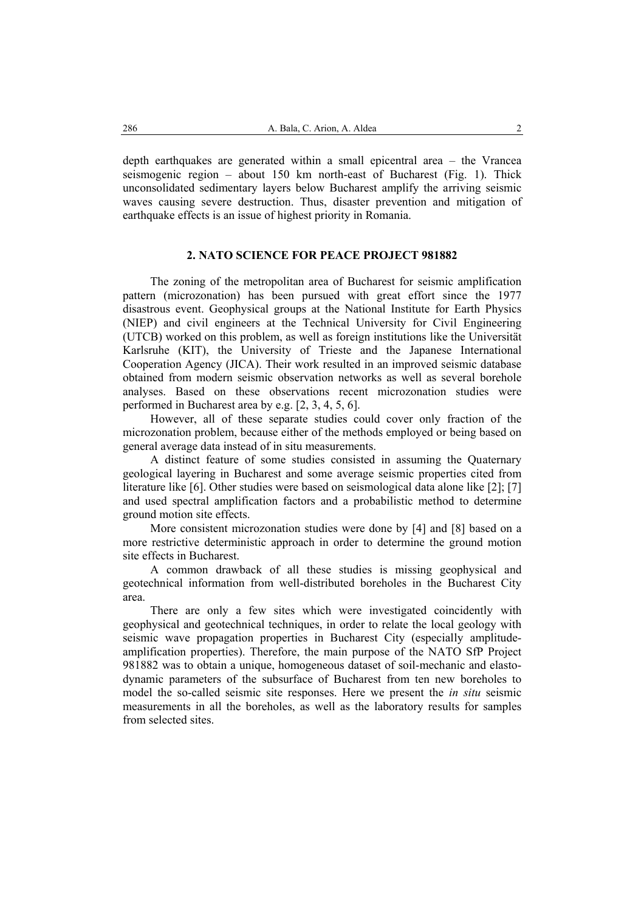depth earthquakes are generated within a small epicentral area – the Vrancea seismogenic region – about 150 km north-east of Bucharest (Fig. 1). Thick unconsolidated sedimentary layers below Bucharest amplify the arriving seismic waves causing severe destruction. Thus, disaster prevention and mitigation of earthquake effects is an issue of highest priority in Romania.

## 2. NATO SCIENCE FOR PEACE PROJECT 981882

The zoning of the metropolitan area of Bucharest for seismic amplification pattern (microzonation) has been pursued with great effort since the 1977 disastrous event. Geophysical groups at the National Institute for Earth Physics (NIEP) and civil engineers at the Technical University for Civil Engineering (UTCB) worked on this problem, as well as foreign institutions like the Universität Karlsruhe (KIT), the University of Trieste and the Japanese International Cooperation Agency (JICA). Their work resulted in an improved seismic database obtained from modern seismic observation networks as well as several borehole analyses. Based on these observations recent microzonation studies were performed in Bucharest area by e.g. [2, 3, 4, 5, 6].

However, all of these separate studies could cover only fraction of the microzonation problem, because either of the methods employed or being based on general average data instead of in situ measurements.

A distinct feature of some studies consisted in assuming the Quaternary geological layering in Bucharest and some average seismic properties cited from literature like [6]. Other studies were based on seismological data alone like [2]; [7] and used spectral amplification factors and a probabilistic method to determine ground motion site effects.

More consistent microzonation studies were done by [4] and [8] based on a more restrictive deterministic approach in order to determine the ground motion site effects in Bucharest.

A common drawback of all these studies is missing geophysical and geotechnical information from well-distributed boreholes in the Bucharest City area.

There are only a few sites which were investigated coincidently with geophysical and geotechnical techniques, in order to relate the local geology with seismic wave propagation properties in Bucharest City (especially amplitude-amplification properties). Therefore, the main purpose of the NATO SfP Project 981882 was to obtain a unique, homogeneous dataset of soil-mechanic and elasto-dynamic parameters of the subsurface of Bucharest from ten new boreholes to model the so-called seismic site responses. Here we present the *in situ* seismic measurements in all the boreholes, as well as the laboratory results for samples from selected sites.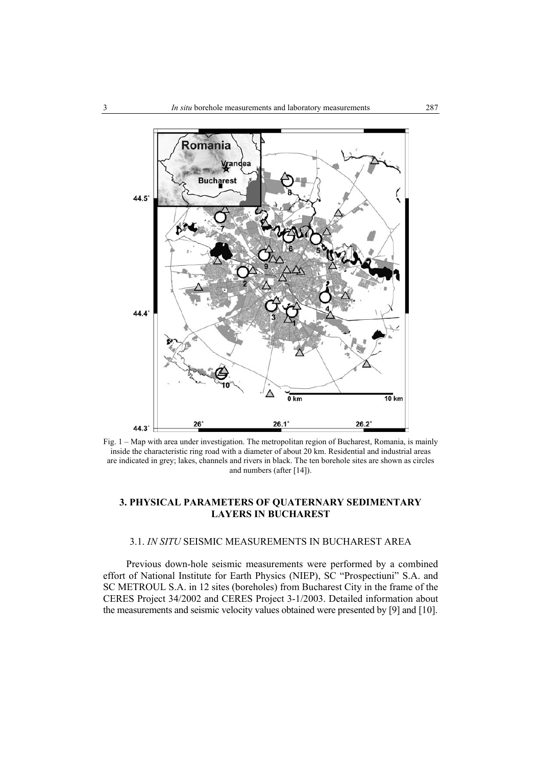Romania

Vrancea

Bucharest

44.5°

44.4°

44.3°

26°

26.1°

26.2°

0 km

10 km

1

2

3

4

5

6

7

8

9

10

Fig. 1 – Map with area under investigation. The metropolitan region of Bucharest, Romania, is mainly inside the characteristic ring road with a diameter of about 20 km. Residential and industrial areas are indicated in grey; lakes, channels and rivers in black. The ten borehole sites are shown as circles and numbers (after [14]).

## 3. PHYSICAL PARAMETERS OF QUATERNARY SEDIMENTARY LAYERS IN BUCHAREST

### 3.1. *IN SITU* SEISMIC MEASUREMENTS IN BUCHAREST AREA

Previous down-hole seismic measurements were performed by a combined effort of National Institute for Earth Physics (NIEP), SC "Prospectiuni" S.A. and SC METROUL S.A. in 12 sites (boreholes) from Bucharest City in the frame of the CERES Project 34/2002 and CERES Project 3-1/2003. Detailed information about the measurements and seismic velocity values obtained were presented by [9] and [10].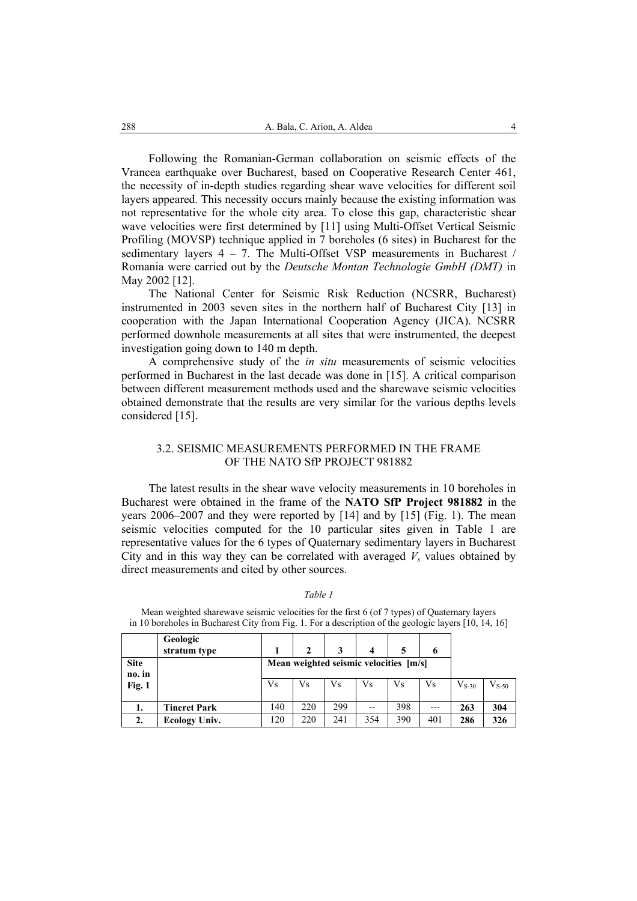Following the Romanian-German collaboration on seismic effects of the Vrancea earthquake over Bucharest, based on Cooperative Research Center 461, the necessity of in-depth studies regarding shear wave velocities for different soil layers appeared. This necessity occurs mainly because the existing information was not representative for the whole city area. To close this gap, characteristic shear wave velocities were first determined by [11] using Multi-Offset Vertical Seismic Profiling (MOVSP) technique applied in 7 boreholes (6 sites) in Bucharest for the sedimentary layers 4 – 7. The Multi-Offset VSP measurements in Bucharest / Romania were carried out by the *Deutsche Montan Technologie GmbH (DMT)* in May 2002 [12].

The National Center for Seismic Risk Reduction (NCSRR, Bucharest) instrumented in 2003 seven sites in the northern half of Bucharest City [13] in cooperation with the Japan International Cooperation Agency (JICA). NCSRR performed downhole measurements at all sites that were instrumented, the deepest investigation going down to 140 m depth.

A comprehensive study of the *in situ* measurements of seismic velocities performed in Bucharest in the last decade was done in [15]. A critical comparison between different measurement methods used and the sharewave seismic velocities obtained demonstrate that the results are very similar for the various depths levels considered [15].

### 3.2. SEISMIC MEASUREMENTS PERFORMED IN THE FRAME OF THE NATO SfP PROJECT 981882

The latest results in the shear wave velocity measurements in 10 boreholes in Bucharest were obtained in the frame of the **NATO SfP Project 981882** in the years 2006–2007 and they were reported by [14] and by [15] (Fig. 1). The mean seismic velocities computed for the 10 particular sites given in Table 1 are representative values for the 6 types of Quaternary sedimentary layers in Bucharest City and in this way they can be correlated with averaged $V_s$ values obtained by direct measurements and cited by other sources.

*Table 1*

Mean weighted sharewave seismic velocities for the first 6 (of 7 types) of Quaternary layers in 10 boreholes in Bucharest City from Fig. 1. For a description of the geologic layers [10, 14, 16]

| | **Geologic stratum type** | **1** | **2** | **3** | **4** | **5** | **6** | | |
|---|---|---|---|---|---|---|---|---|---|
| **Site no. in Fig. 1** | | **Mean weighted seismic velocities [m/s]** | | | | | | | |
| | | Vs | Vs | Vs | Vs | Vs | Vs | $V_{S-30}$ | $V_{S-50}$ |
| **1.** | **Tineret Park** | 140 | 220 | 299 | -- | 398 | --- | **263** | **304** |
| **2.** | **Ecology Univ.** | 120 | 220 | 241 | 354 | 390 | 401 | **286** | **326** |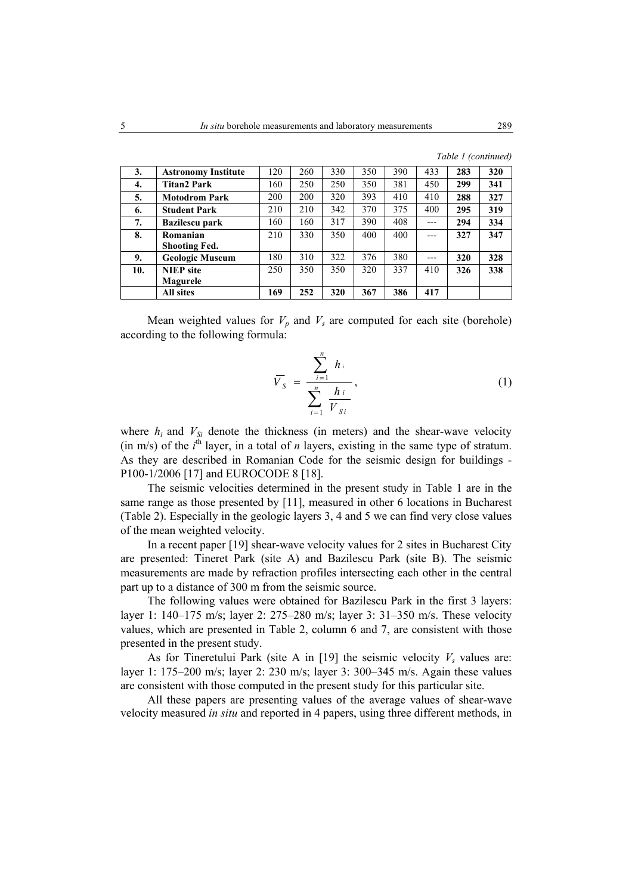*Table 1 (continued)*

| | | | | | | | | | |
|---|---|---|---|---|---|---|---|---|---|
| **3.** | **Astronomy Institute** | 120 | 260 | 330 | 350 | 390 | 433 | **283** | **320** |
| **4.** | **Titan2 Park** | 160 | 250 | 250 | 350 | 381 | 450 | **299** | **341** |
| **5.** | **Motodrom Park** | 200 | 200 | 320 | 393 | 410 | 410 | **288** | **327** |
| **6.** | **Student Park** | 210 | 210 | 342 | 370 | 375 | 400 | **295** | **319** |
| **7.** | **Bazilescu park** | 160 | 160 | 317 | 390 | 408 | --- | **294** | **334** |
| **8.** | **Romanian Shooting Fed.** | 210 | 330 | 350 | 400 | 400 | --- | **327** | **347** |
| **9.** | **Geologic Museum** | 180 | 310 | 322 | 376 | 380 | --- | **320** | **328** |
| **10.** | **NIEP site Magurele** | 250 | 350 | 350 | 320 | 337 | 410 | **326** | **338** |
| | **All sites** | **169** | **252** | **320** | **367** | **386** | **417** | | |

Mean weighted values for $V_p$ and $V_s$ are computed for each site (borehole) according to the following formula:

$$\overline{V_S} = \frac{\sum_{i=1}^{n} h_i}{\sum_{i=1}^{n} \frac{h_i}{V_{Si}}}, \tag{1}$$

where $h_i$ and $V_{Si}$ denote the thickness (in meters) and the shear-wave velocity (in m/s) of the $i^{\text{th}}$ layer, in a total of $n$ layers, existing in the same type of stratum. As they are described in Romanian Code for the seismic design for buildings - P100-1/2006 [17] and EUROCODE 8 [18].

The seismic velocities determined in the present study in Table 1 are in the same range as those presented by [11], measured in other 6 locations in Bucharest (Table 2). Especially in the geologic layers 3, 4 and 5 we can find very close values of the mean weighted velocity.

In a recent paper [19] shear-wave velocity values for 2 sites in Bucharest City are presented: Tineret Park (site A) and Bazilescu Park (site B). The seismic measurements are made by refraction profiles intersecting each other in the central part up to a distance of 300 m from the seismic source.

The following values were obtained for Bazilescu Park in the first 3 layers: layer 1: 140–175 m/s; layer 2: 275–280 m/s; layer 3: 31–350 m/s. These velocity values, which are presented in Table 2, column 6 and 7, are consistent with those presented in the present study.

As for Tineretului Park (site A in [19] the seismic velocity $V_s$ values are: layer 1: 175–200 m/s; layer 2: 230 m/s; layer 3: 300–345 m/s. Again these values are consistent with those computed in the present study for this particular site.

All these papers are presenting values of the average values of shear-wave velocity measured *in situ* and reported in 4 papers, using three different methods, in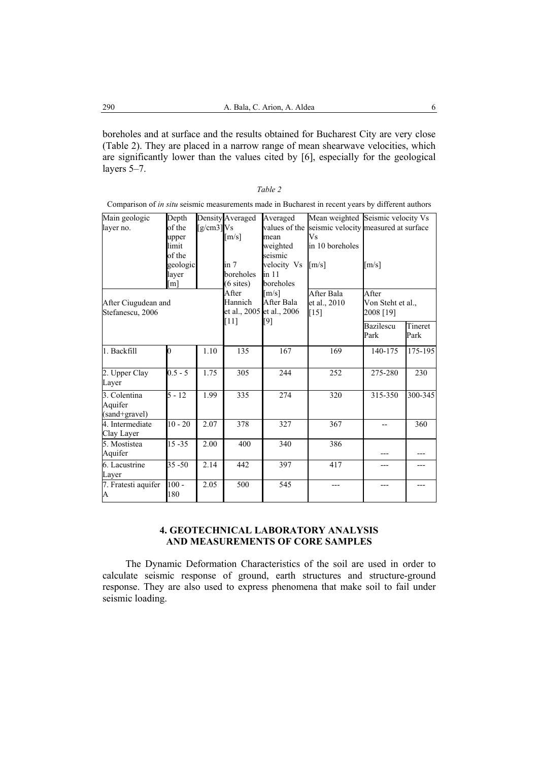boreholes and at surface and the results obtained for Bucharest City are very close (Table 2). They are placed in a narrow range of mean shearwave velocities, which are significantly lower than the values cited by [6], especially for the geological layers 5–7.

*Table 2*

Comparison of *in situ* seismic measurements made in Bucharest in recent years by different authors

| Main geologic layer no. | Depth of the upper limit of the geologic layer [m] | Density [g/cm3] | Averaged Vs [m/s] in 7 boreholes (6 sites) | Averaged values of the mean weighted seismic velocity Vs in 11 boreholes [m/s] | Mean weighted seismic velocity Vs in 10 boreholes [m/s] | Seismic velocity Vs measured at surface [m/s] | |
|---|---|---|---|---|---|---|---|
| After Ciugudean and Stefanescu, 2006 | | | After Hannich et al., 2005 [11] | After Bala et al., 2006 [9] | After Bala et al., 2010 [15] | After Von Steht et al., 2008 [19] | |
| | | | | | | Bazilescu Park | Tineret Park |
| 1. Backfill | 0 | 1.10 | 135 | 167 | 169 | 140-175 | 175-195 |
| 2. Upper Clay Layer | 0.5 - 5 | 1.75 | 305 | 244 | 252 | 275-280 | 230 |
| 3. Colentina Aquifer (sand+gravel) | 5 - 12 | 1.99 | 335 | 274 | 320 | 315-350 | 300-345 |
| 4. Intermediate Clay Layer | 10 - 20 | 2.07 | 378 | 327 | 367 | -- | 360 |
| 5. Mostistea Aquifer | 15 -35 | 2.00 | 400 | 340 | 386 | --- | --- |
| 6. Lacustrine Layer | 35 -50 | 2.14 | 442 | 397 | 417 | --- | --- |
| 7. Fratesti aquifer A | 100 - 180 | 2.05 | 500 | 545 | --- | --- | --- |

## 4. GEOTECHNICAL LABORATORY ANALYSIS AND MEASUREMENTS OF CORE SAMPLES

The Dynamic Deformation Characteristics of the soil are used in order to calculate seismic response of ground, earth structures and structure-ground response. They are also used to express phenomena that make soil to fail under seismic loading.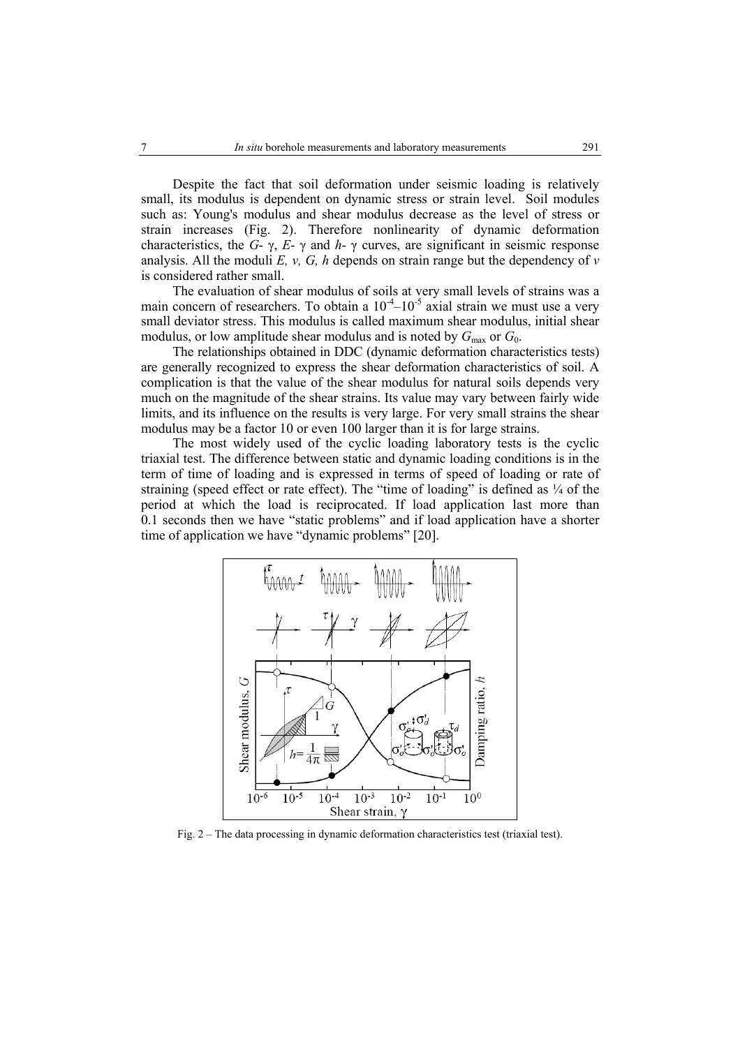Despite the fact that soil deformation under seismic loading is relatively small, its modulus is dependent on dynamic stress or strain level. Soil modules such as: Young's modulus and shear modulus decrease as the level of stress or strain increases (Fig. 2). Therefore nonlinearity of dynamic deformation characteristics, the $G$- $\gamma$, $E$- $\gamma$ and $h$- $\gamma$ curves, are significant in seismic response analysis. All the moduli $E$, $v$, $G$, $h$ depends on strain range but the dependency of $v$ is considered rather small.

The evaluation of shear modulus of soils at very small levels of strains was a main concern of researchers. To obtain a $10^{-4}$–$10^{-5}$ axial strain we must use a very small deviator stress. This modulus is called maximum shear modulus, initial shear modulus, or low amplitude shear modulus and is noted by $G_{max}$ or $G_0$.

The relationships obtained in DDC (dynamic deformation characteristics tests) are generally recognized to express the shear deformation characteristics of soil. A complication is that the value of the shear modulus for natural soils depends very much on the magnitude of the shear strains. Its value may vary between fairly wide limits, and its influence on the results is very large. For very small strains the shear modulus may be a factor 10 or even 100 larger than it is for large strains.

The most widely used of the cyclic loading laboratory tests is the cyclic triaxial test. The difference between static and dynamic loading conditions is in the term of time of loading and is expressed in terms of speed of loading or rate of straining (speed effect or rate effect). The "time of loading" is defined as ¼ of the period at which the load is reciprocated. If load application last more than 0.1 seconds then we have "static problems" and if load application have a shorter time of application we have "dynamic problems" [20].

$\tau$ $t$

$\tau$ $\gamma$

Shear modulus, $G$

Damping ratio, $h$

$\tau$ $G$ 1 $\gamma$

$h=\frac{1}{4\pi}$

$\sigma'_o$ $\sigma'_d$ $\sigma'_o$ $\sigma'_o$ $\tau_d$ $\sigma'_o$

$10^{-6}$ $10^{-5}$ $10^{-4}$ $10^{-3}$ $10^{-2}$ $10^{-1}$ $10^{0}$

Shear strain, $\gamma$

Fig. 2 – The data processing in dynamic deformation characteristics test (triaxial test).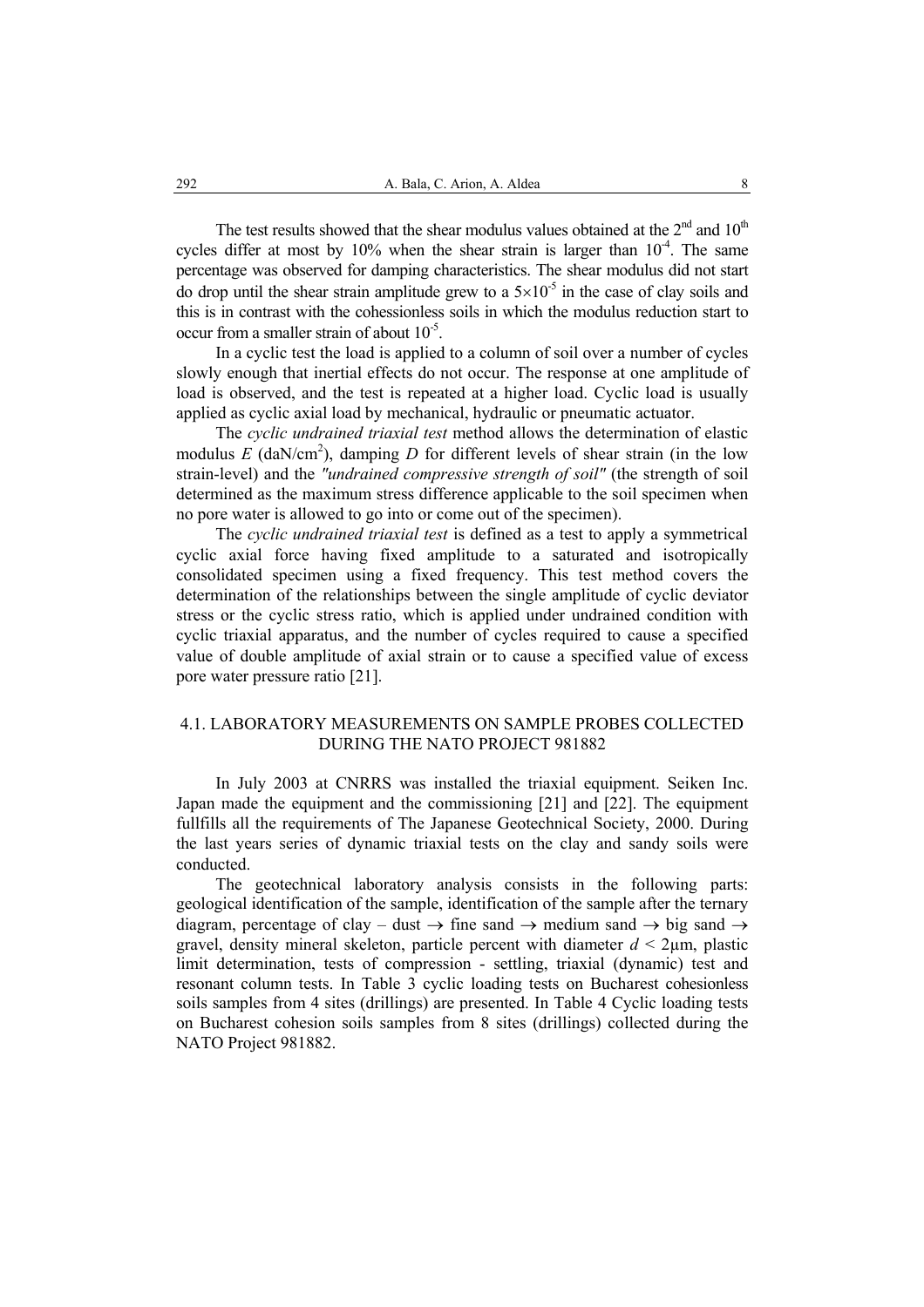The test results showed that the shear modulus values obtained at the $2^{nd}$ and $10^{th}$ cycles differ at most by 10% when the shear strain is larger than $10^{-4}$. The same percentage was observed for damping characteristics. The shear modulus did not start do drop until the shear strain amplitude grew to a $5\times10^{-5}$ in the case of clay soils and this is in contrast with the cohessionless soils in which the modulus reduction start to occur from a smaller strain of about $10^{-5}$.

In a cyclic test the load is applied to a column of soil over a number of cycles slowly enough that inertial effects do not occur. The response at one amplitude of load is observed, and the test is repeated at a higher load. Cyclic load is usually applied as cyclic axial load by mechanical, hydraulic or pneumatic actuator.

The *cyclic undrained triaxial test* method allows the determination of elastic modulus $E$ (daN/cm$^2$), damping $D$ for different levels of shear strain (in the low strain-level) and the *"undrained compressive strength of soil"* (the strength of soil determined as the maximum stress difference applicable to the soil specimen when no pore water is allowed to go into or come out of the specimen).

The *cyclic undrained triaxial test* is defined as a test to apply a symmetrical cyclic axial force having fixed amplitude to a saturated and isotropically consolidated specimen using a fixed frequency. This test method covers the determination of the relationships between the single amplitude of cyclic deviator stress or the cyclic stress ratio, which is applied under undrained condition with cyclic triaxial apparatus, and the number of cycles required to cause a specified value of double amplitude of axial strain or to cause a specified value of excess pore water pressure ratio [21].

## 4.1. LABORATORY MEASUREMENTS ON SAMPLE PROBES COLLECTED DURING THE NATO PROJECT 981882

In July 2003 at CNRRS was installed the triaxial equipment. Seiken Inc. Japan made the equipment and the commissioning [21] and [22]. The equipment fullfills all the requirements of The Japanese Geotechnical Society, 2000. During the last years series of dynamic triaxial tests on the clay and sandy soils were conducted.

The geotechnical laboratory analysis consists in the following parts: geological identification of the sample, identification of the sample after the ternary diagram, percentage of clay – dust → fine sand → medium sand → big sand → gravel, density mineral skeleton, particle percent with diameter $d < 2\mu$m, plastic limit determination, tests of compression - settling, triaxial (dynamic) test and resonant column tests. In Table 3 cyclic loading tests on Bucharest cohesionless soils samples from 4 sites (drillings) are presented. In Table 4 Cyclic loading tests on Bucharest cohesion soils samples from 8 sites (drillings) collected during the NATO Project 981882.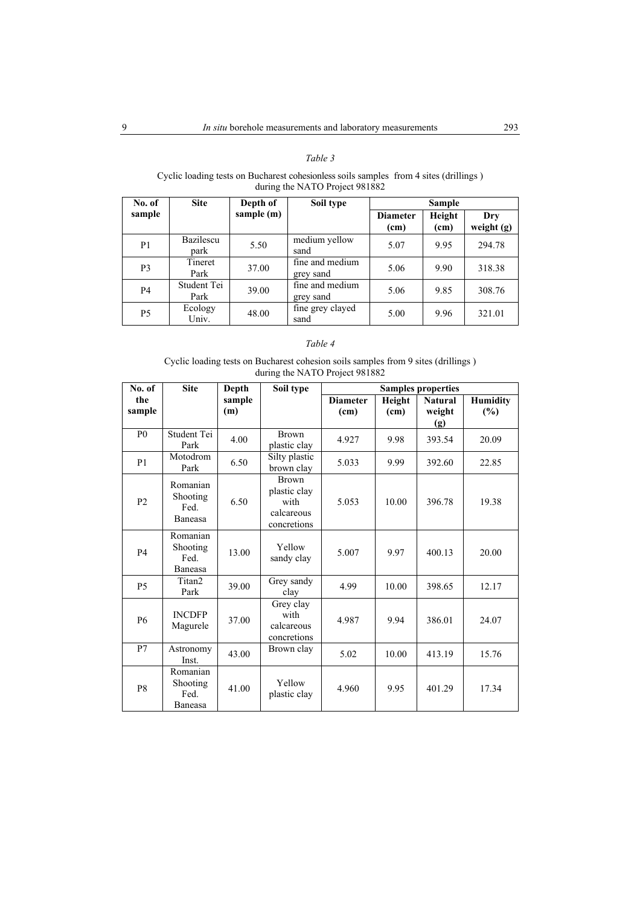*Table 3*

Cyclic loading tests on Bucharest cohesionless soils samples from 4 sites (drillings ) during the NATO Project 981882

| No. of sample | Site | Depth of sample (m) | Soil type | Sample | | |
|---|---|---|---|---|---|---|
| | | | | **Diameter (cm)** | **Height (cm)** | **Dry weight (g)** |
| P1 | Bazilescu park | 5.50 | medium yellow sand | 5.07 | 9.95 | 294.78 |
| P3 | Tineret Park | 37.00 | fine and medium grey sand | 5.06 | 9.90 | 318.38 |
| P4 | Student Tei Park | 39.00 | fine and medium grey sand | 5.06 | 9.85 | 308.76 |
| P5 | Ecology Univ. | 48.00 | fine grey clayed sand | 5.00 | 9.96 | 321.01 |

*Table 4*

Cyclic loading tests on Bucharest cohesion soils samples from 9 sites (drillings ) during the NATO Project 981882

| No. of the sample | Site | Depth sample (m) | Soil type | Samples properties | | | |
|---|---|---|---|---|---|---|---|
| | | | | **Diameter (cm)** | **Height (cm)** | **Natural weight (g)** | **Humidity (%)** |
| P0 | Student Tei Park | 4.00 | Brown plastic clay | 4.927 | 9.98 | 393.54 | 20.09 |
| P1 | Motodrom Park | 6.50 | Silty plastic brown clay | 5.033 | 9.99 | 392.60 | 22.85 |
| P2 | Romanian Shooting Fed. Baneasa | 6.50 | Brown plastic clay with calcareous concretions | 5.053 | 10.00 | 396.78 | 19.38 |
| P4 | Romanian Shooting Fed. Baneasa | 13.00 | Yellow sandy clay | 5.007 | 9.97 | 400.13 | 20.00 |
| P5 | Titan2 Park | 39.00 | Grey sandy clay | 4.99 | 10.00 | 398.65 | 12.17 |
| P6 | INCDFP Magurele | 37.00 | Grey clay with calcareous concretions | 4.987 | 9.94 | 386.01 | 24.07 |
| P7 | Astronomy Inst. | 43.00 | Brown clay | 5.02 | 10.00 | 413.19 | 15.76 |
| P8 | Romanian Shooting Fed. Baneasa | 41.00 | Yellow plastic clay | 4.960 | 9.95 | 401.29 | 17.34 |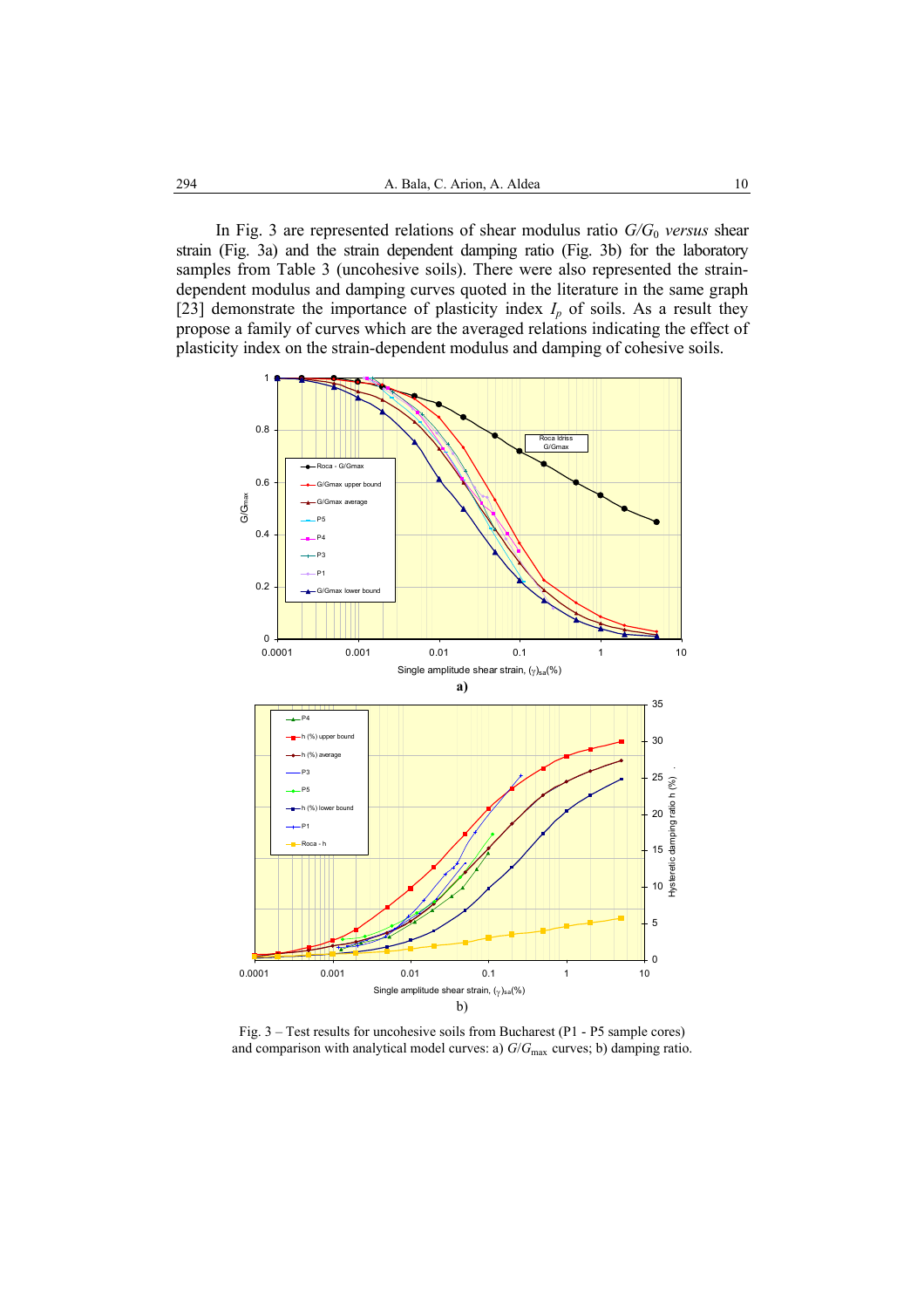In Fig. 3 are represented relations of shear modulus ratio $G/G_0$ *versus* shear strain (Fig. 3a) and the strain dependent damping ratio (Fig. 3b) for the laboratory samples from Table 3 (uncohesive soils). There were also represented the strain-dependent modulus and damping curves quoted in the literature in the same graph [23] demonstrate the importance of plasticity index $I_p$ of soils. As a result they propose a family of curves which are the averaged relations indicating the effect of plasticity index on the strain-dependent modulus and damping of cohesive soils.

G/Gmax
1
0.8
0.6
0.4
0.2
0
0.0001
0.001
0.01
0.1
1
10
Single amplitude shear strain, $(\gamma)_{sa}$(%)
Roca Idriss G/Gmax
Roca - G/Gmax
G/Gmax upper bound
G/Gmax average
P5
P4
P3
P1
G/Gmax lower bound

a)

Hysteretic damping ratio h (%)
35
30
25
20
15
10
5
0
0.0001
0.001
0.01
0.1
1
10
Single amplitude shear strain, $(\gamma)_{sa}$(%)
P4
h (%) upper bound
h (%) average
P3
P5
h (%) lower bound
P1
Roca - h

b)

Fig. 3 – Test results for uncohesive soils from Bucharest (P1 - P5 sample cores) and comparison with analytical model curves: a) $G/G_{max}$ curves; b) damping ratio.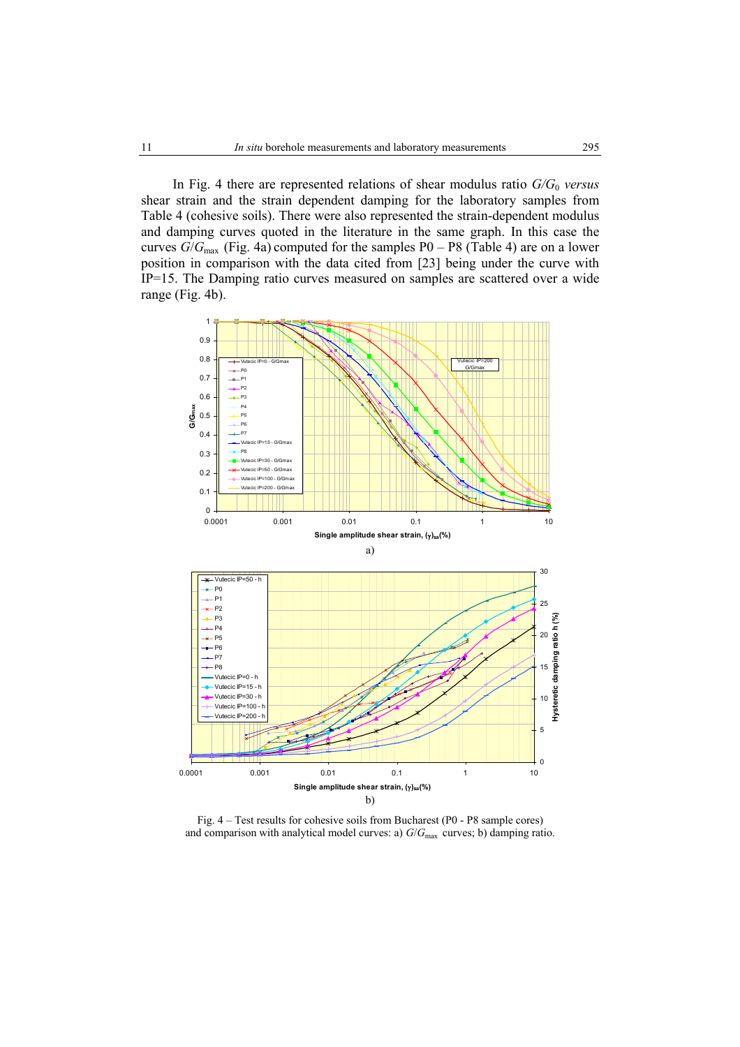In Fig. 4 there are represented relations of shear modulus ratio $G/G_0$ *versus* shear strain and the strain dependent damping for the laboratory samples from Table 4 (cohesive soils). There were also represented the strain-dependent modulus and damping curves quoted in the literature in the same graph. In this case the curves $G/G_{max}$ (Fig. 4a) computed for the samples P0 – P8 (Table 4) are on a lower position in comparison with the data cited from [23] being under the curve with IP=15. The Damping ratio curves measured on samples are scattered over a wide range (Fig. 4b).

G/Gmax

1
0.9
0.8
0.7
0.6
0.5
0.4
0.3
0.2
0.1
0

0.0001
0.001
0.01
0.1
1
10

Vutecic IP=0 - G/Gmax
P0
P1
P2
P3
P4
P5
P6
P7
Vutecic IP=15 - G/Gmax
P8
Vutecic IP=30 - G/Gmax
Vutecic IP=50 - G/Gmax
Vutecic IP=100 - G/Gmax
Vutecic IP=200 - G/Gmax

Vutecic IP=200 G/Gmax

Single amplitude shear strain, $(\gamma)_{sa}$(%)

a)

Vutecic IP=50 - h
P0
P1
P2
P3
P4
P5
P6
P7
P8
Vutecic IP=0 - h
Vutecic IP=15 - h
Vutecic IP=30 - h
Vutecic IP=100 - h
Vutecic IP=200 - h

30
25
20
15
10
5
0

Hysteretic damping ratio h (%)

0.0001
0.001
0.01
0.1
1
10

Single amplitude shear strain, $(\gamma)_{sa}$(%)

b)

Fig. 4 – Test results for cohesive soils from Bucharest (P0 - P8 sample cores) and comparison with analytical model curves: a) $G/G_{max}$ curves; b) damping ratio.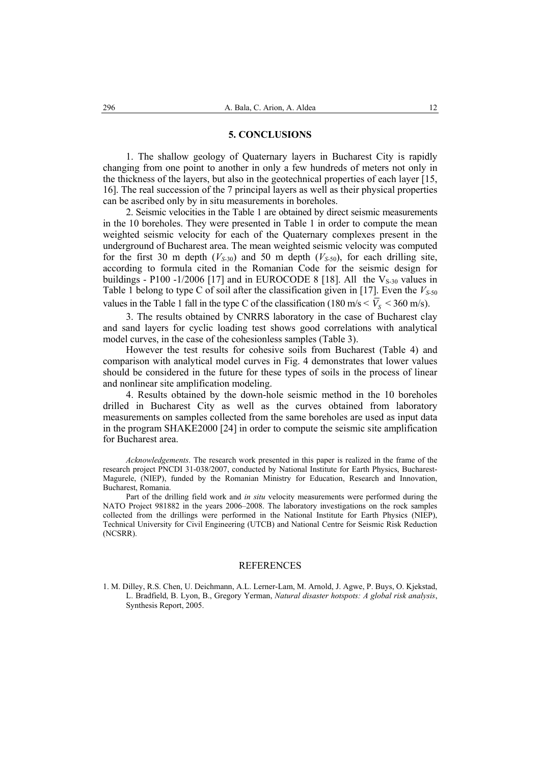## 5. CONCLUSIONS

1. The shallow geology of Quaternary layers in Bucharest City is rapidly changing from one point to another in only a few hundreds of meters not only in the thickness of the layers, but also in the geotechnical properties of each layer [15, 16]. The real succession of the 7 principal layers as well as their physical properties can be ascribed only by in situ measurements in boreholes.

2. Seismic velocities in the Table 1 are obtained by direct seismic measurements in the 10 boreholes. They were presented in Table 1 in order to compute the mean weighted seismic velocity for each of the Quaternary complexes present in the underground of Bucharest area. The mean weighted seismic velocity was computed for the first 30 m depth ($V_{S\text{-}30}$) and 50 m depth ($V_{S\text{-}50}$), for each drilling site, according to formula cited in the Romanian Code for the seismic design for buildings - P100 -1/2006 [17] and in EUROCODE 8 [18]. All the $V_{S\text{-}30}$ values in Table 1 belong to type C of soil after the classification given in [17]. Even the $V_{S\text{-}50}$ values in the Table 1 fall in the type C of the classification (180 m/s < $\bar{V}_S$ < 360 m/s).

3. The results obtained by CNRRS laboratory in the case of Bucharest clay and sand layers for cyclic loading test shows good correlations with analytical model curves, in the case of the cohesionless samples (Table 3).

However the test results for cohesive soils from Bucharest (Table 4) and comparison with analytical model curves in Fig. 4 demonstrates that lower values should be considered in the future for these types of soils in the process of linear and nonlinear site amplification modeling.

4. Results obtained by the down-hole seismic method in the 10 boreholes drilled in Bucharest City as well as the curves obtained from laboratory measurements on samples collected from the same boreholes are used as input data in the program SHAKE2000 [24] in order to compute the seismic site amplification for Bucharest area.

*Acknowledgements*. The research work presented in this paper is realized in the frame of the research project PNCDI 31-038/2007, conducted by National Institute for Earth Physics, Bucharest-Magurele, (NIEP), funded by the Romanian Ministry for Education, Research and Innovation, Bucharest, Romania.

Part of the drilling field work and *in situ* velocity measurements were performed during the NATO Project 981882 in the years 2006–2008. The laboratory investigations on the rock samples collected from the drillings were performed in the National Institute for Earth Physics (NIEP), Technical University for Civil Engineering (UTCB) and National Centre for Seismic Risk Reduction (NCSRR).

## REFERENCES

1. M. Dilley, R.S. Chen, U. Deichmann, A.L. Lerner-Lam, M. Arnold, J. Agwe, P. Buys, O. Kjekstad, L. Bradfield, B. Lyon, B., Gregory Yerman, *Natural disaster hotspots: A global risk analysis*, Synthesis Report, 2005.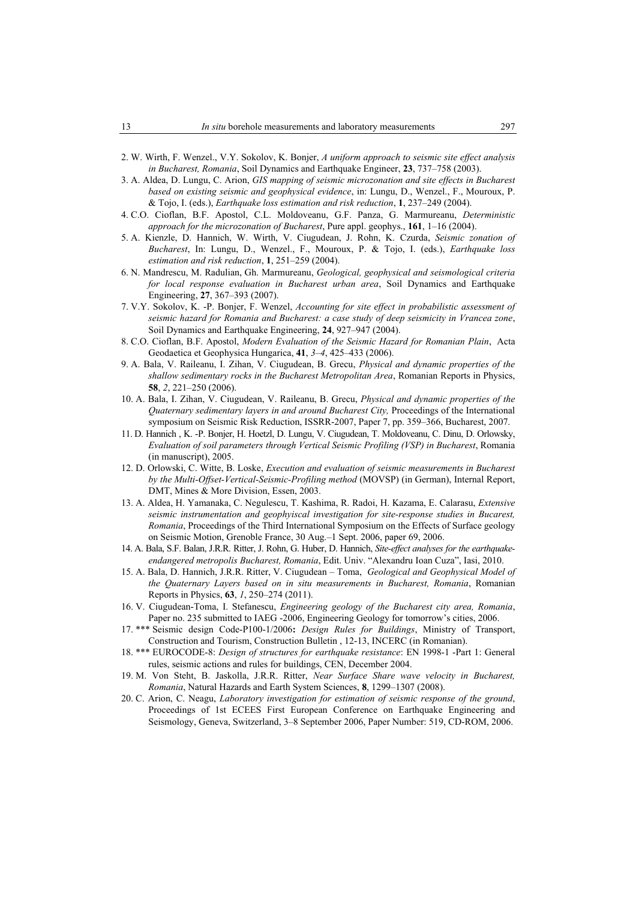2. W. Wirth, F. Wenzel., V.Y. Sokolov, K. Bonjer, *A uniform approach to seismic site effect analysis in Bucharest, Romania*, Soil Dynamics and Earthquake Engineer, **23**, 737–758 (2003).
3. A. Aldea, D. Lungu, C. Arion, *GIS mapping of seismic microzonation and site effects in Bucharest based on existing seismic and geophysical evidence*, in: Lungu, D., Wenzel., F., Mouroux, P. & Tojo, I. (eds.), *Earthquake loss estimation and risk reduction*, **1**, 237–249 (2004).
4. C.O. Cioflan, B.F. Apostol, C.L. Moldoveanu, G.F. Panza, G. Marmureanu, *Deterministic approach for the microzonation of Bucharest*, Pure appl. geophys., **161**, 1–16 (2004).
5. A. Kienzle, D. Hannich, W. Wirth, V. Ciugudean, J. Rohn, K. Czurda, *Seismic zonation of Bucharest*, In: Lungu, D., Wenzel., F., Mouroux, P. & Tojo, I. (eds.), *Earthquake loss estimation and risk reduction*, **1**, 251–259 (2004).
6. N. Mandrescu, M. Radulian, Gh. Marmureanu, *Geological, geophysical and seismological criteria for local response evaluation in Bucharest urban area*, Soil Dynamics and Earthquake Engineering, **27**, 367–393 (2007).
7. V.Y. Sokolov, K. -P. Bonjer, F. Wenzel, *Accounting for site effect in probabilistic assessment of seismic hazard for Romania and Bucharest: a case study of deep seismicity in Vrancea zone*, Soil Dynamics and Earthquake Engineering, **24**, 927–947 (2004).
8. C.O. Cioflan, B.F. Apostol, *Modern Evaluation of the Seismic Hazard for Romanian Plain*, Acta Geodaetica et Geophysica Hungarica, **41**, *3–4*, 425–433 (2006).
9. A. Bala, V. Raileanu, I. Zihan, V. Ciugudean, B. Grecu, *Physical and dynamic properties of the shallow sedimentary rocks in the Bucharest Metropolitan Area*, Romanian Reports in Physics, **58**, *2*, 221–250 (2006).
10. A. Bala, I. Zihan, V. Ciugudean, V. Raileanu, B. Grecu, *Physical and dynamic properties of the Quaternary sedimentary layers in and around Bucharest City,* Proceedings of the International symposium on Seismic Risk Reduction, ISSRR-2007, Paper 7, pp. 359–366, Bucharest, 2007.
11. D. Hannich , K. -P. Bonjer, H. Hoetzl, D. Lungu, V. Ciugudean, T. Moldoveanu, C. Dinu, D. Orlowsky, *Evaluation of soil parameters through Vertical Seismic Profiling (VSP) in Bucharest*, Romania (in manuscript), 2005.
12. D. Orlowski, C. Witte, B. Loske, *Execution and evaluation of seismic measurements in Bucharest by the Multi-Offset-Vertical-Seismic-Profiling method* (MOVSP) (in German), Internal Report, DMT, Mines & More Division, Essen, 2003.
13. A. Aldea, H. Yamanaka, C. Negulescu, T. Kashima, R. Radoi, H. Kazama, E. Calarasu, *Extensive seismic instrumentation and geophyiscal investigation for site-response studies in Bucarest, Romania*, Proceedings of the Third International Symposium on the Effects of Surface geology on Seismic Motion, Grenoble France, 30 Aug.–1 Sept. 2006, paper 69, 2006.
14. A. Bala, S.F. Balan, J.R.R. Ritter, J. Rohn, G. Huber, D. Hannich, *Site-effect analyses for the earthquake-endangered metropolis Bucharest, Romania*, Edit. Univ. "Alexandru Ioan Cuza", Iasi, 2010.
15. A. Bala, D. Hannich, J.R.R. Ritter, V. Ciugudean – Toma, *Geological and Geophysical Model of the Quaternary Layers based on in situ measurements in Bucharest, Romania*, Romanian Reports in Physics, **63**, *1*, 250–274 (2011).
16. V. Ciugudean-Toma, I. Stefanescu, *Engineering geology of the Bucharest city area, Romania*, Paper no. 235 submitted to IAEG -2006, Engineering Geology for tomorrow's cities, 2006.
17. \*\*\* Seismic design Code-P100-1/2006**:** *Design Rules for Buildings*, Ministry of Transport, Construction and Tourism, Construction Bulletin , 12-13, INCERC (in Romanian).
18. \*\*\* EUROCODE-8: *Design of structures for earthquake resistance*: EN 1998-1 -Part 1: General rules, seismic actions and rules for buildings, CEN, December 2004.
19. M. Von Steht, B. Jaskolla, J.R.R. Ritter, *Near Surface Share wave velocity in Bucharest, Romania*, Natural Hazards and Earth System Sciences, **8**, 1299–1307 (2008).
20. C. Arion, C. Neagu, *Laboratory investigation for estimation of seismic response of the ground*, Proceedings of 1st ECEES First European Conference on Earthquake Engineering and Seismology, Geneva, Switzerland, 3–8 September 2006, Paper Number: 519, CD-ROM, 2006.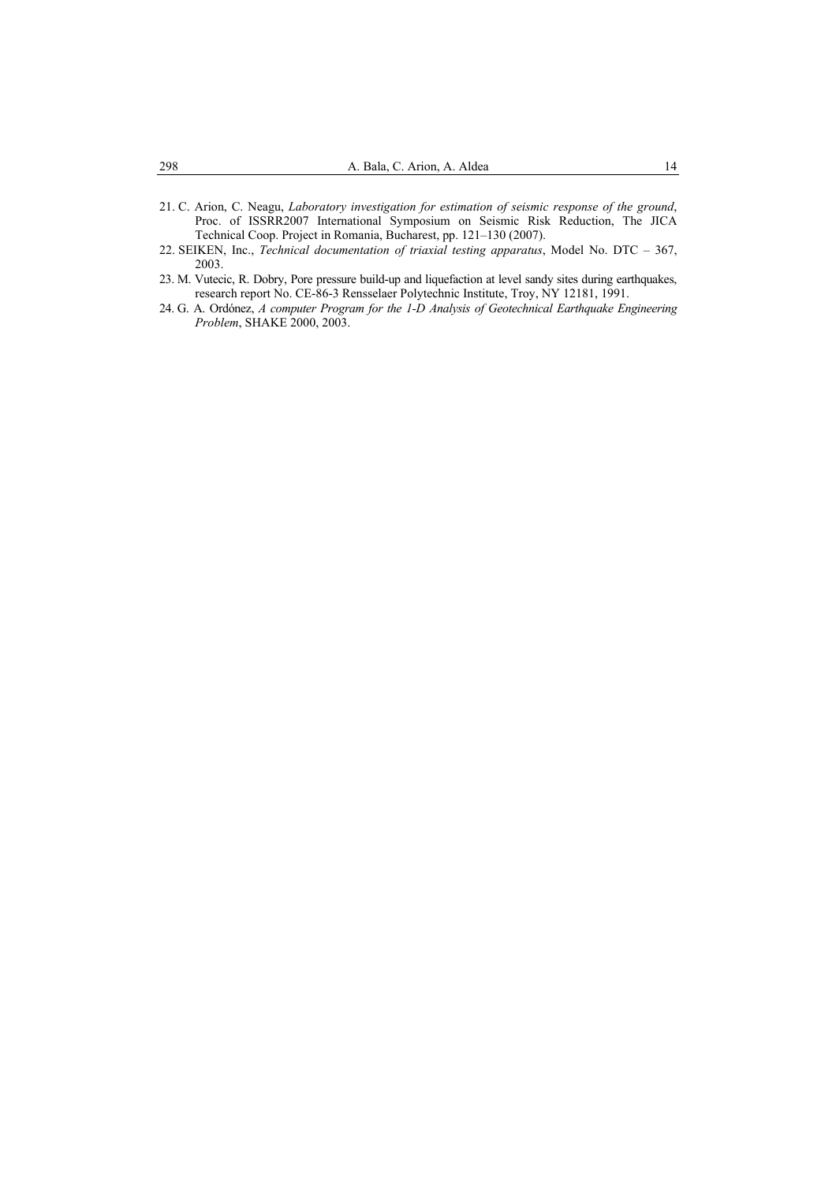21. C. Arion, C. Neagu, *Laboratory investigation for estimation of seismic response of the ground*, Proc. of ISSRR2007 International Symposium on Seismic Risk Reduction, The JICA Technical Coop. Project in Romania, Bucharest, pp. 121–130 (2007).
22. SEIKEN, Inc., *Technical documentation of triaxial testing apparatus*, Model No. DTC – 367, 2003.
23. M. Vutecic, R. Dobry, Pore pressure build-up and liquefaction at level sandy sites during earthquakes, research report No. CE-86-3 Rensselaer Polytechnic Institute, Troy, NY 12181, 1991.
24. G. A. Ordónez, *A computer Program for the 1-D Analysis of Geotechnical Earthquake Engineering Problem*, SHAKE 2000, 2003.